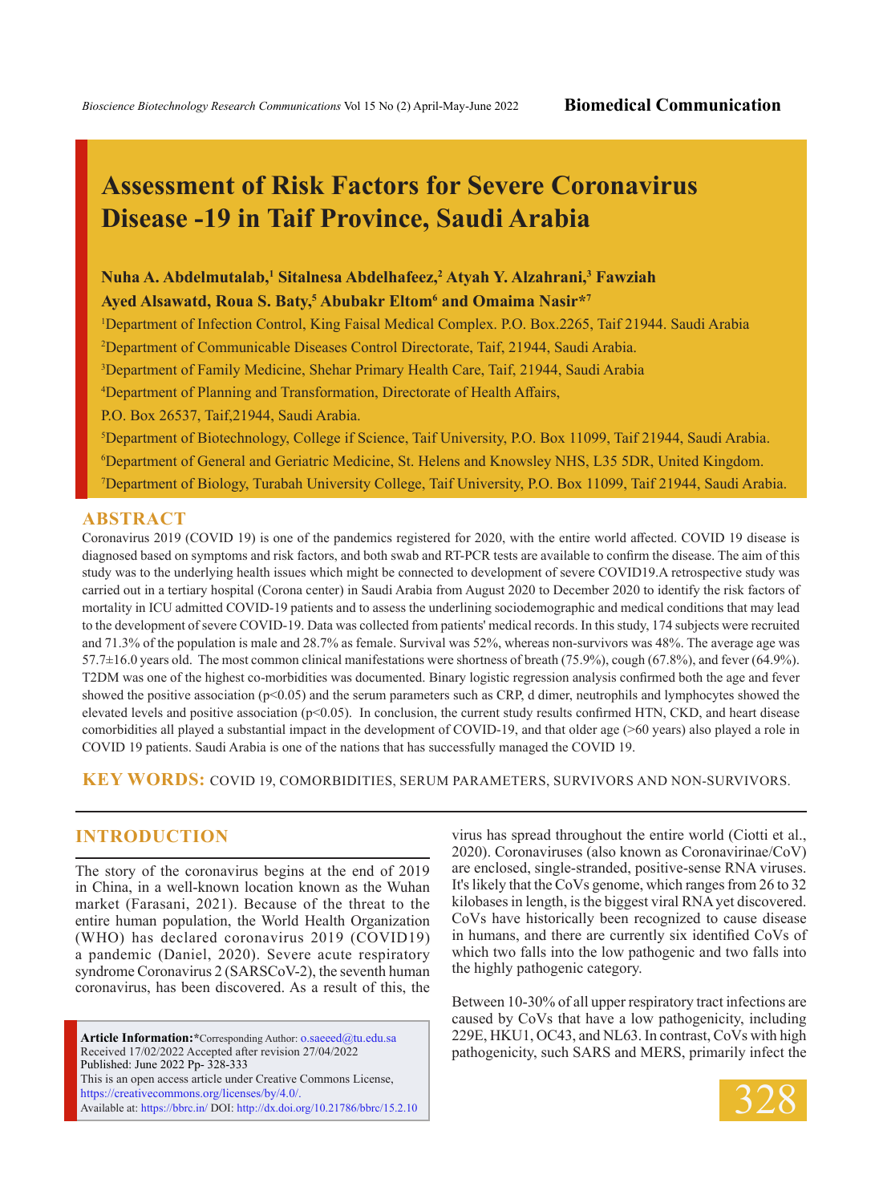# Assessment of Risk Factors for Severe Coronavirus Disease -19 in Taif Province, Saudi Arabia

**Nuha A. Abdelmutalab,[1] Sitalnesa Abdelhafeez,[2] Atyah Y. Alzahrani,[3] Fawziah Ayed Alsawatd, Roua S. Baty,[5] Abubakr Eltom[6] and Omaima Nasir*[7]**

[1]Department of Infection Control, King Faisal Medical Complex. P.O. Box.2265, Taif 21944. Saudi Arabia

[2]Department of Communicable Diseases Control Directorate, Taif, 21944, Saudi Arabia.

[3]Department of Family Medicine, Shehar Primary Health Care, Taif, 21944, Saudi Arabia

[4]Department of Planning and Transformation, Directorate of Health Affairs, P.O. Box 26537, Taif,21944, Saudi Arabia.

[5]Department of Biotechnology, College if Science, Taif University, P.O. Box 11099, Taif 21944, Saudi Arabia.

[6]Department of General and Geriatric Medicine, St. Helens and Knowsley NHS, L35 5DR, United Kingdom.

[7]Department of Biology, Turabah University College, Taif University, P.O. Box 11099, Taif 21944, Saudi Arabia.

## ABSTRACT

Coronavirus 2019 (COVID 19) is one of the pandemics registered for 2020, with the entire world affected. COVID 19 disease is diagnosed based on symptoms and risk factors, and both swab and RT-PCR tests are available to confirm the disease. The aim of this study was to the underlying health issues which might be connected to development of severe COVID19.A retrospective study was carried out in a tertiary hospital (Corona center) in Saudi Arabia from August 2020 to December 2020 to identify the risk factors of mortality in ICU admitted COVID-19 patients and to assess the underlining sociodemographic and medical conditions that may lead to the development of severe COVID-19. Data was collected from patients' medical records. In this study, 174 subjects were recruited and 71.3% of the population is male and 28.7% as female. Survival was 52%, whereas non-survivors was 48%. The average age was 57.7±16.0 years old. The most common clinical manifestations were shortness of breath (75.9%), cough (67.8%), and fever (64.9%). T2DM was one of the highest co-morbidities was documented. Binary logistic regression analysis confirmed both the age and fever showed the positive association ($p<0.05$) and the serum parameters such as CRP, d dimer, neutrophils and lymphocytes showed the elevated levels and positive association ($p<0.05$). In conclusion, the current study results confirmed HTN, CKD, and heart disease comorbidities all played a substantial impact in the development of COVID-19, and that older age (>60 years) also played a role in COVID 19 patients. Saudi Arabia is one of the nations that has successfully managed the COVID 19.

**KEY WORDS:** COVID 19, COMORBIDITIES, SERUM PARAMETERS, SURVIVORS AND NON-SURVIVORS.

## INTRODUCTION

The story of the coronavirus begins at the end of 2019 in China, in a well-known location known as the Wuhan market (Farasani, 2021). Because of the threat to the entire human population, the World Health Organization (WHO) has declared coronavirus 2019 (COVID19) a pandemic (Daniel, 2020). Severe acute respiratory syndrome Coronavirus 2 (SARSCoV-2), the seventh human coronavirus, has been discovered. As a result of this, the virus has spread throughout the entire world (Ciotti et al., 2020). Coronaviruses (also known as Coronavirinae/CoV) are enclosed, single-stranded, positive-sense RNA viruses. It's likely that the CoVs genome, which ranges from 26 to 32 kilobases in length, is the biggest viral RNA yet discovered. CoVs have historically been recognized to cause disease in humans, and there are currently six identified CoVs of which two falls into the low pathogenic and two falls into the highly pathogenic category.

Between 10-30% of all upper respiratory tract infections are caused by CoVs that have a low pathogenicity, including 229E, HKU1, OC43, and NL63. In contrast, CoVs with high pathogenicity, such SARS and MERS, primarily infect the

**Article Information:***Corresponding Author: o.saeeed@tu.edu.sa
Received 17/02/2022 Accepted after revision 27/04/2022
Published: June 2022 Pp- 328-333
This is an open access article under Creative Commons License, https://creativecommons.org/licenses/by/4.0/.
Available at: https://bbrc.in/ DOI: http://dx.doi.org/10.21786/bbrc/15.2.10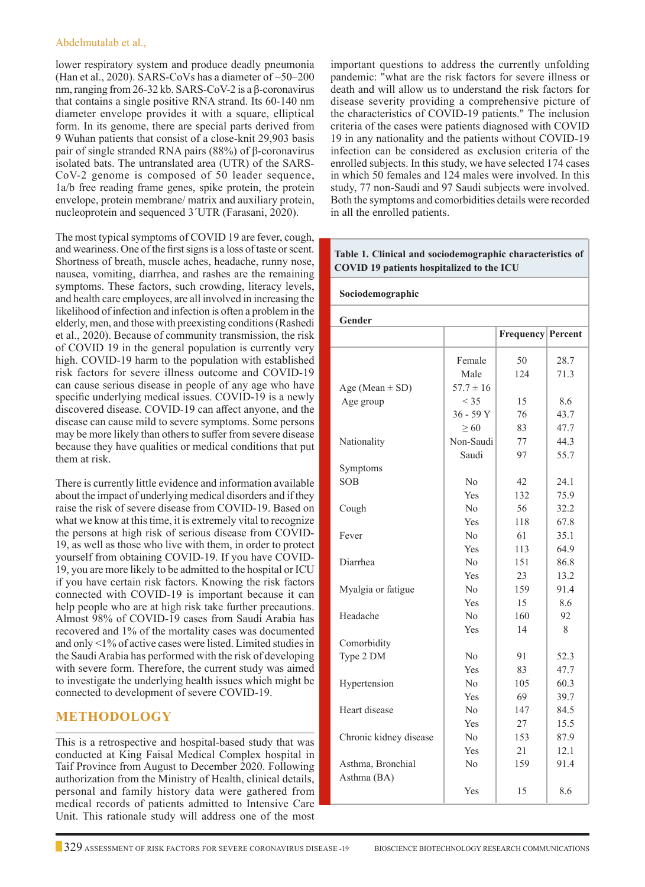lower respiratory system and produce deadly pneumonia (Han et al., 2020). SARS-CoVs has a diameter of ~50–200 nm, ranging from 26-32 kb. SARS-CoV-2 is a β-coronavirus that contains a single positive RNA strand. Its 60-140 nm diameter envelope provides it with a square, elliptical form. In its genome, there are special parts derived from 9 Wuhan patients that consist of a close-knit 29,903 basis pair of single stranded RNA pairs (88%) of β-coronavirus isolated bats. The untranslated area (UTR) of the SARS-CoV-2 genome is composed of 50 leader sequence, 1a/b free reading frame genes, spike protein, the protein envelope, protein membrane/ matrix and auxiliary protein, nucleoprotein and sequenced 3´UTR (Farasani, 2020).

The most typical symptoms of COVID 19 are fever, cough, and weariness. One of the first signs is a loss of taste or scent. Shortness of breath, muscle aches, headache, runny nose, nausea, vomiting, diarrhea, and rashes are the remaining symptoms. These factors, such crowding, literacy levels, and health care employees, are all involved in increasing the likelihood of infection and infection is often a problem in the elderly, men, and those with preexisting conditions (Rashedi et al., 2020). Because of community transmission, the risk of COVID 19 in the general population is currently very high. COVID-19 harm to the population with established risk factors for severe illness outcome and COVID-19 can cause serious disease in people of any age who have specific underlying medical issues. COVID-19 is a newly discovered disease. COVID-19 can affect anyone, and the disease can cause mild to severe symptoms. Some persons may be more likely than others to suffer from severe disease because they have qualities or medical conditions that put them at risk.

There is currently little evidence and information available about the impact of underlying medical disorders and if they raise the risk of severe disease from COVID-19. Based on what we know at this time, it is extremely vital to recognize the persons at high risk of serious disease from COVID-19, as well as those who live with them, in order to protect yourself from obtaining COVID-19. If you have COVID-19, you are more likely to be admitted to the hospital or ICU if you have certain risk factors. Knowing the risk factors connected with COVID-19 is important because it can help people who are at high risk take further precautions. Almost 98% of COVID-19 cases from Saudi Arabia has recovered and 1% of the mortality cases was documented and only <1% of active cases were listed. Limited studies in the Saudi Arabia has performed with the risk of developing with severe form. Therefore, the current study was aimed to investigate the underlying health issues which might be connected to development of severe COVID-19.

## METHODOLOGY

This is a retrospective and hospital-based study that was conducted at King Faisal Medical Complex hospital in Taif Province from August to December 2020. Following authorization from the Ministry of Health, clinical details, personal and family history data were gathered from medical records of patients admitted to Intensive Care Unit. This rationale study will address one of the most important questions to address the currently unfolding pandemic: "what are the risk factors for severe illness or death and will allow us to understand the risk factors for disease severity providing a comprehensive picture of the characteristics of COVID-19 patients." The inclusion criteria of the cases were patients diagnosed with COVID 19 in any nationality and the patients without COVID-19 infection can be considered as exclusion criteria of the enrolled subjects. In this study, we have selected 174 cases in which 50 females and 124 males were involved. In this study, 77 non-Saudi and 97 Saudi subjects were involved. Both the symptoms and comorbidities details were recorded in all the enrolled patients.

**Table 1. Clinical and sociodemographic characteristics of COVID 19 patients hospitalized to the ICU**

| Sociodemographic | | | |
|---|---|---|---|
| **Gender** | | **Frequency** | **Percent** |
| | Female | 50 | 28.7 |
| | Male | 124 | 71.3 |
| Age (Mean ± SD) | 57.7 ± 16 | | |
| Age group | < 35 | 15 | 8.6 |
| | 36 - 59 Y | 76 | 43.7 |
| | ≥ 60 | 83 | 47.7 |
| Nationality | Non-Saudi | 77 | 44.3 |
| | Saudi | 97 | 55.7 |
| Symptoms | | | |
| SOB | No | 42 | 24.1 |
| | Yes | 132 | 75.9 |
| Cough | No | 56 | 32.2 |
| | Yes | 118 | 67.8 |
| Fever | No | 61 | 35.1 |
| | Yes | 113 | 64.9 |
| Diarrhea | No | 151 | 86.8 |
| | Yes | 23 | 13.2 |
| Myalgia or fatigue | No | 159 | 91.4 |
| | Yes | 15 | 8.6 |
| Headache | No | 160 | 92 |
| | Yes | 14 | 8 |
| Comorbidity | | | |
| Type 2 DM | No | 91 | 52.3 |
| | Yes | 83 | 47.7 |
| Hypertension | No | 105 | 60.3 |
| | Yes | 69 | 39.7 |
| Heart disease | No | 147 | 84.5 |
| | Yes | 27 | 15.5 |
| Chronic kidney disease | No | 153 | 87.9 |
| | Yes | 21 | 12.1 |
| Asthma, Bronchial Asthma (BA) | No | 159 | 91.4 |
| | Yes | 15 | 8.6 |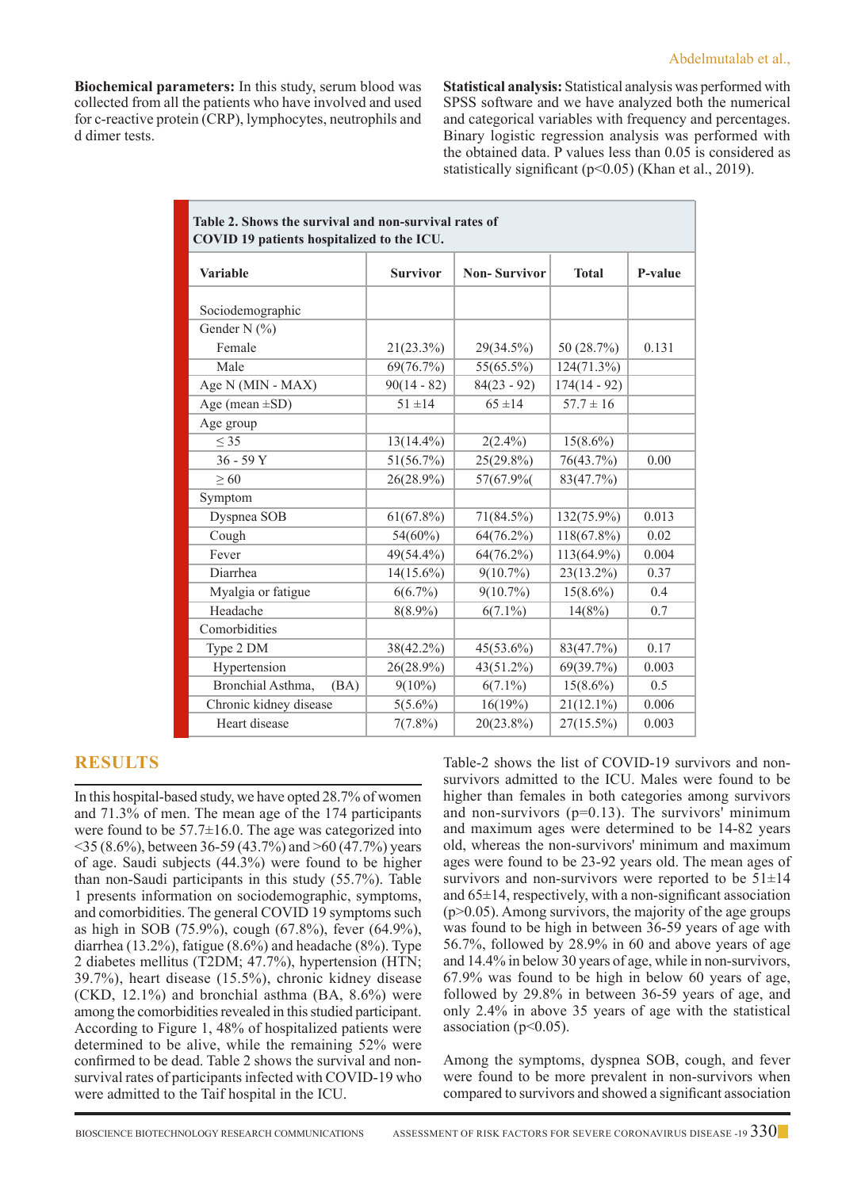**Biochemical parameters:** In this study, serum blood was collected from all the patients who have involved and used for c-reactive protein (CRP), lymphocytes, neutrophils and d dimer tests.

**Statistical analysis:** Statistical analysis was performed with SPSS software and we have analyzed both the numerical and categorical variables with frequency and percentages. Binary logistic regression analysis was performed with the obtained data. P values less than 0.05 is considered as statistically significant (p<0.05) (Khan et al., 2019).

**Table 2. Shows the survival and non-survival rates of COVID 19 patients hospitalized to the ICU.**

| Variable | Survivor | Non- Survivor | Total | P-value |
|---|---|---|---|---|
| Sociodemographic | | | | |
| Gender N (%) | | | | |
| Female | 21(23.3%) | 29(34.5%) | 50 (28.7%) | 0.131 |
| Male | 69(76.7%) | 55(65.5%) | 124(71.3%) | |
| Age N (MIN - MAX) | 90(14 - 82) | 84(23 - 92) | 174(14 - 92) | |
| Age (mean ±SD) | 51 ±14 | 65 ±14 | 57.7 ± 16 | |
| Age group | | | | |
| ≤ 35 | 13(14.4%) | 2(2.4%) | 15(8.6%) | |
| 36 - 59 Y | 51(56.7%) | 25(29.8%) | 76(43.7%) | 0.00 |
| ≥ 60 | 26(28.9%) | 57(67.9%( | 83(47.7%) | |
| Symptom | | | | |
| Dyspnea SOB | 61(67.8%) | 71(84.5%) | 132(75.9%) | 0.013 |
| Cough | 54(60%) | 64(76.2%) | 118(67.8%) | 0.02 |
| Fever | 49(54.4%) | 64(76.2%) | 113(64.9%) | 0.004 |
| Diarrhea | 14(15.6%) | 9(10.7%) | 23(13.2%) | 0.37 |
| Myalgia or fatigue | 6(6.7%) | 9(10.7%) | 15(8.6%) | 0.4 |
| Headache | 8(8.9%) | 6(7.1%) | 14(8%) | 0.7 |
| Comorbidities | | | | |
| Type 2 DM | 38(42.2%) | 45(53.6%) | 83(47.7%) | 0.17 |
| Hypertension | 26(28.9%) | 43(51.2%) | 69(39.7%) | 0.003 |
| Bronchial Asthma, (BA) | 9(10%) | 6(7.1%) | 15(8.6%) | 0.5 |
| Chronic kidney disease | 5(5.6%) | 16(19%) | 21(12.1%) | 0.006 |
| Heart disease | 7(7.8%) | 20(23.8%) | 27(15.5%) | 0.003 |

## RESULTS

In this hospital-based study, we have opted 28.7% of women and 71.3% of men. The mean age of the 174 participants were found to be 57.7±16.0. The age was categorized into <35 (8.6%), between 36-59 (43.7%) and >60 (47.7%) years of age. Saudi subjects (44.3%) were found to be higher than non-Saudi participants in this study (55.7%). Table 1 presents information on sociodemographic, symptoms, and comorbidities. The general COVID 19 symptoms such as high in SOB (75.9%), cough (67.8%), fever (64.9%), diarrhea (13.2%), fatigue (8.6%) and headache (8%). Type 2 diabetes mellitus (T2DM; 47.7%), hypertension (HTN; 39.7%), heart disease (15.5%), chronic kidney disease (CKD, 12.1%) and bronchial asthma (BA, 8.6%) were among the comorbidities revealed in this studied participant. According to Figure 1, 48% of hospitalized patients were determined to be alive, while the remaining 52% were confirmed to be dead. Table 2 shows the survival and non-survival rates of participants infected with COVID-19 who were admitted to the Taif hospital in the ICU.

Table-2 shows the list of COVID-19 survivors and non-survivors admitted to the ICU. Males were found to be higher than females in both categories among survivors and non-survivors (p=0.13). The survivors' minimum and maximum ages were determined to be 14-82 years old, whereas the non-survivors' minimum and maximum ages were found to be 23-92 years old. The mean ages of survivors and non-survivors were reported to be 51±14 and 65±14, respectively, with a non-significant association (p>0.05). Among survivors, the majority of the age groups was found to be high in between 36-59 years of age with 56.7%, followed by 28.9% in 60 and above years of age and 14.4% in below 30 years of age, while in non-survivors, 67.9% was found to be high in below 60 years of age, followed by 29.8% in between 36-59 years of age, and only 2.4% in above 35 years of age with the statistical association (p<0.05).

Among the symptoms, dyspnea SOB, cough, and fever were found to be more prevalent in non-survivors when compared to survivors and showed a significant association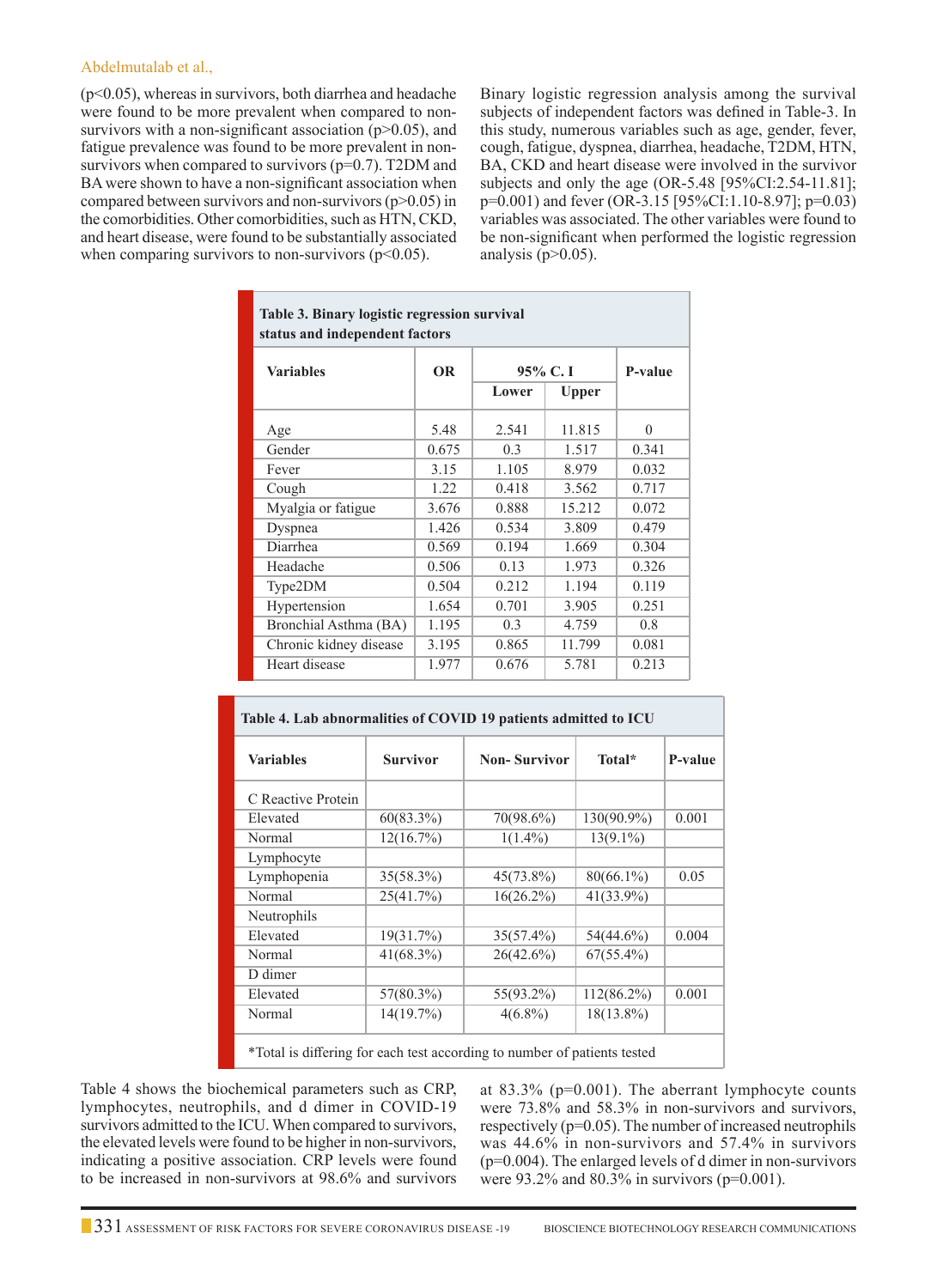(p<0.05), whereas in survivors, both diarrhea and headache were found to be more prevalent when compared to non-survivors with a non-significant association (p>0.05), and fatigue prevalence was found to be more prevalent in non-survivors when compared to survivors (p=0.7). T2DM and BA were shown to have a non-significant association when compared between survivors and non-survivors (p>0.05) in the comorbidities. Other comorbidities, such as HTN, CKD, and heart disease, were found to be substantially associated when comparing survivors to non-survivors (p<0.05).

Binary logistic regression analysis among the survival subjects of independent factors was defined in Table-3. In this study, numerous variables such as age, gender, fever, cough, fatigue, dyspnea, diarrhea, headache, T2DM, HTN, BA, CKD and heart disease were involved in the survivor subjects and only the age (OR-5.48 [95%CI:2.54-11.81]; p=0.001) and fever (OR-3.15 [95%CI:1.10-8.97]; p=0.03) variables was associated. The other variables were found to be non-significant when performed the logistic regression analysis (p>0.05).

**Table 3. Binary logistic regression survival status and independent factors**

| Variables | OR | 95% C. I | | P-value |
|---|---|---|---|---|
| | | Lower | Upper | |
| Age | 5.48 | 2.541 | 11.815 | 0 |
| Gender | 0.675 | 0.3 | 1.517 | 0.341 |
| Fever | 3.15 | 1.105 | 8.979 | 0.032 |
| Cough | 1.22 | 0.418 | 3.562 | 0.717 |
| Myalgia or fatigue | 3.676 | 0.888 | 15.212 | 0.072 |
| Dyspnea | 1.426 | 0.534 | 3.809 | 0.479 |
| Diarrhea | 0.569 | 0.194 | 1.669 | 0.304 |
| Headache | 0.506 | 0.13 | 1.973 | 0.326 |
| Type2DM | 0.504 | 0.212 | 1.194 | 0.119 |
| Hypertension | 1.654 | 0.701 | 3.905 | 0.251 |
| Bronchial Asthma (BA) | 1.195 | 0.3 | 4.759 | 0.8 |
| Chronic kidney disease | 3.195 | 0.865 | 11.799 | 0.081 |
| Heart disease | 1.977 | 0.676 | 5.781 | 0.213 |

**Table 4. Lab abnormalities of COVID 19 patients admitted to ICU**

| Variables | Survivor | Non- Survivor | Total* | P-value |
|---|---|---|---|---|
| C Reactive Protein | | | | |
| Elevated | 60(83.3%) | 70(98.6%) | 130(90.9%) | 0.001 |
| Normal | 12(16.7%) | 1(1.4%) | 13(9.1%) | |
| Lymphocyte | | | | |
| Lymphopenia | 35(58.3%) | 45(73.8%) | 80(66.1%) | 0.05 |
| Normal | 25(41.7%) | 16(26.2%) | 41(33.9%) | |
| Neutrophils | | | | |
| Elevated | 19(31.7%) | 35(57.4%) | 54(44.6%) | 0.004 |
| Normal | 41(68.3%) | 26(42.6%) | 67(55.4%) | |
| D dimer | | | | |
| Elevated | 57(80.3%) | 55(93.2%) | 112(86.2%) | 0.001 |
| Normal | 14(19.7%) | 4(6.8%) | 18(13.8%) | |

*Total is differing for each test according to number of patients tested

Table 4 shows the biochemical parameters such as CRP, lymphocytes, neutrophils, and d dimer in COVID-19 survivors admitted to the ICU. When compared to survivors, the elevated levels were found to be higher in non-survivors, indicating a positive association. CRP levels were found to be increased in non-survivors at 98.6% and survivors at 83.3% (p=0.001). The aberrant lymphocyte counts were 73.8% and 58.3% in non-survivors and survivors, respectively (p=0.05). The number of increased neutrophils was 44.6% in non-survivors and 57.4% in survivors (p=0.004). The enlarged levels of d dimer in non-survivors were 93.2% and 80.3% in survivors (p=0.001).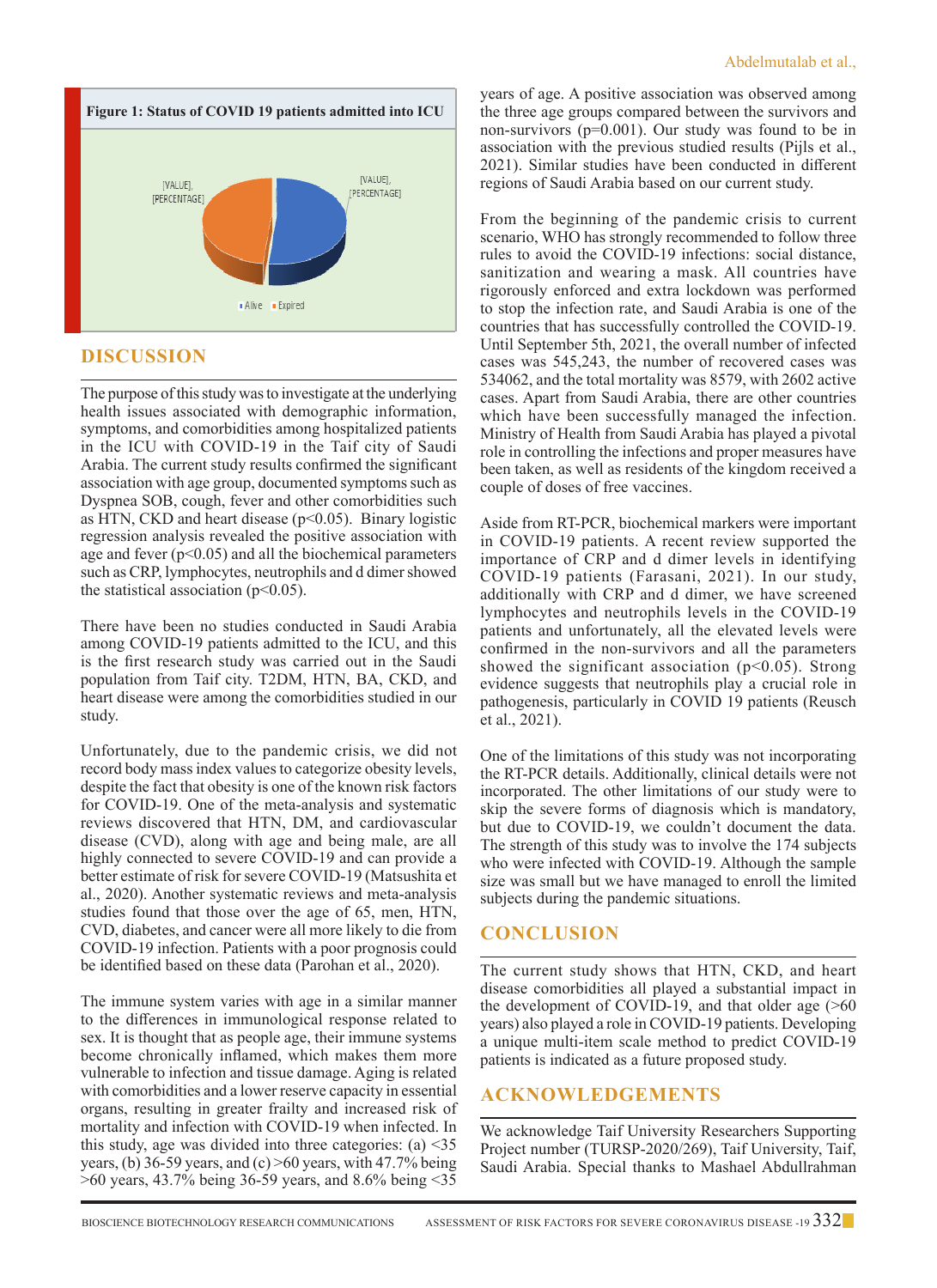Figure 1: Status of COVID 19 patients admitted into ICU

[VALUE], [PERCENTAGE]

[VALUE], [PERCENTAGE]

Alive Expired

## DISCUSSION

The purpose of this study was to investigate at the underlying health issues associated with demographic information, symptoms, and comorbidities among hospitalized patients in the ICU with COVID-19 in the Taif city of Saudi Arabia. The current study results confirmed the significant association with age group, documented symptoms such as Dyspnea SOB, cough, fever and other comorbidities such as HTN, CKD and heart disease ($p<0.05$). Binary logistic regression analysis revealed the positive association with age and fever ($p<0.05$) and all the biochemical parameters such as CRP, lymphocytes, neutrophils and d dimer showed the statistical association ($p<0.05$).

There have been no studies conducted in Saudi Arabia among COVID-19 patients admitted to the ICU, and this is the first research study was carried out in the Saudi population from Taif city. T2DM, HTN, BA, CKD, and heart disease were among the comorbidities studied in our study.

Unfortunately, due to the pandemic crisis, we did not record body mass index values to categorize obesity levels, despite the fact that obesity is one of the known risk factors for COVID-19. One of the meta-analysis and systematic reviews discovered that HTN, DM, and cardiovascular disease (CVD), along with age and being male, are all highly connected to severe COVID-19 and can provide a better estimate of risk for severe COVID-19 (Matsushita et al., 2020). Another systematic reviews and meta-analysis studies found that those over the age of 65, men, HTN, CVD, diabetes, and cancer were all more likely to die from COVID-19 infection. Patients with a poor prognosis could be identified based on these data (Parohan et al., 2020).

The immune system varies with age in a similar manner to the differences in immunological response related to sex. It is thought that as people age, their immune systems become chronically inflamed, which makes them more vulnerable to infection and tissue damage. Aging is related with comorbidities and a lower reserve capacity in essential organs, resulting in greater frailty and increased risk of mortality and infection with COVID-19 when infected. In this study, age was divided into three categories: (a) <35 years, (b) 36-59 years, and (c) >60 years, with 47.7% being >60 years, 43.7% being 36-59 years, and 8.6% being <35 years of age. A positive association was observed among the three age groups compared between the survivors and non-survivors ($p=0.001$). Our study was found to be in association with the previous studied results (Pijls et al., 2021). Similar studies have been conducted in different regions of Saudi Arabia based on our current study.

From the beginning of the pandemic crisis to current scenario, WHO has strongly recommended to follow three rules to avoid the COVID-19 infections: social distance, sanitization and wearing a mask. All countries have rigorously enforced and extra lockdown was performed to stop the infection rate, and Saudi Arabia is one of the countries that has successfully controlled the COVID-19. Until September 5th, 2021, the overall number of infected cases was 545,243, the number of recovered cases was 534062, and the total mortality was 8579, with 2602 active cases. Apart from Saudi Arabia, there are other countries which have been successfully managed the infection. Ministry of Health from Saudi Arabia has played a pivotal role in controlling the infections and proper measures have been taken, as well as residents of the kingdom received a couple of doses of free vaccines.

Aside from RT-PCR, biochemical markers were important in COVID-19 patients. A recent review supported the importance of CRP and d dimer levels in identifying COVID-19 patients (Farasani, 2021). In our study, additionally with CRP and d dimer, we have screened lymphocytes and neutrophils levels in the COVID-19 patients and unfortunately, all the elevated levels were confirmed in the non-survivors and all the parameters showed the significant association ($p<0.05$). Strong evidence suggests that neutrophils play a crucial role in pathogenesis, particularly in COVID 19 patients (Reusch et al., 2021).

One of the limitations of this study was not incorporating the RT-PCR details. Additionally, clinical details were not incorporated. The other limitations of our study were to skip the severe forms of diagnosis which is mandatory, but due to COVID-19, we couldn't document the data. The strength of this study was to involve the 174 subjects who were infected with COVID-19. Although the sample size was small but we have managed to enroll the limited subjects during the pandemic situations.

## CONCLUSION

The current study shows that HTN, CKD, and heart disease comorbidities all played a substantial impact in the development of COVID-19, and that older age (>60 years) also played a role in COVID-19 patients. Developing a unique multi-item scale method to predict COVID-19 patients is indicated as a future proposed study.

## ACKNOWLEDGEMENTS

We acknowledge Taif University Researchers Supporting Project number (TURSP-2020/269), Taif University, Taif, Saudi Arabia. Special thanks to Mashael Abdullrahman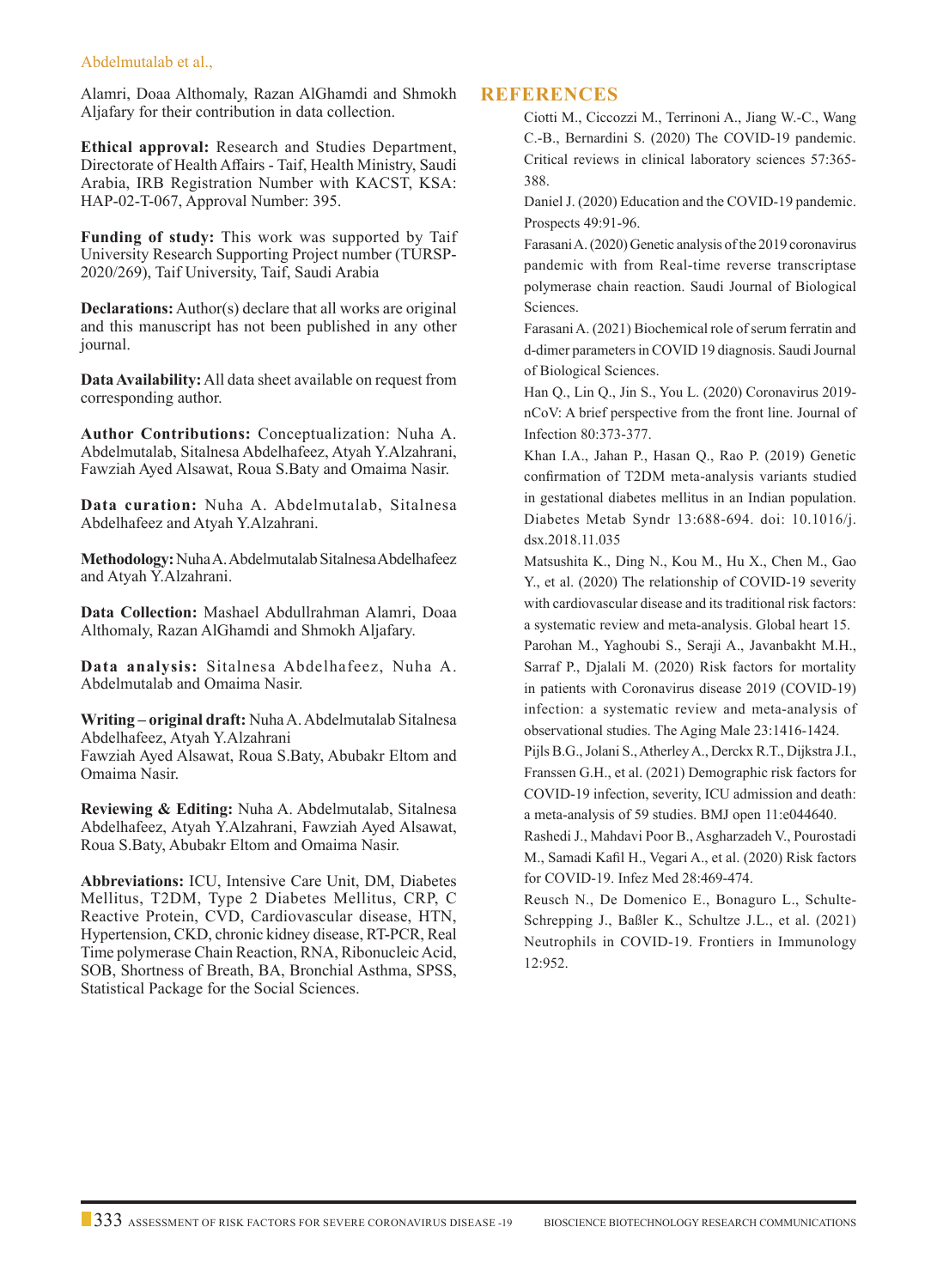Alamri, Doaa Althomaly, Razan AlGhamdi and Shmokh Aljafary for their contribution in data collection.

**Ethical approval:** Research and Studies Department, Directorate of Health Affairs - Taif, Health Ministry, Saudi Arabia, IRB Registration Number with KACST, KSA: HAP-02-T-067, Approval Number: 395.

**Funding of study:** This work was supported by Taif University Research Supporting Project number (TURSP-2020/269), Taif University, Taif, Saudi Arabia

**Declarations:** Author(s) declare that all works are original and this manuscript has not been published in any other journal.

**Data Availability:** All data sheet available on request from corresponding author.

**Author Contributions:** Conceptualization: Nuha A. Abdelmutalab, Sitalnesa Abdelhafeez, Atyah Y.Alzahrani, Fawziah Ayed Alsawat, Roua S.Baty and Omaima Nasir.

**Data curation:** Nuha A. Abdelmutalab, Sitalnesa Abdelhafeez and Atyah Y.Alzahrani.

**Methodology:** Nuha A. Abdelmutalab Sitalnesa Abdelhafeez and Atyah Y.Alzahrani.

**Data Collection:** Mashael Abdullrahman Alamri, Doaa Althomaly, Razan AlGhamdi and Shmokh Aljafary.

**Data analysis:** Sitalnesa Abdelhafeez, Nuha A. Abdelmutalab and Omaima Nasir.

**Writing – original draft:** Nuha A. Abdelmutalab Sitalnesa Abdelhafeez, Atyah Y.Alzahrani
Fawziah Ayed Alsawat, Roua S.Baty, Abubakr Eltom and Omaima Nasir.

**Reviewing & Editing:** Nuha A. Abdelmutalab, Sitalnesa Abdelhafeez, Atyah Y.Alzahrani, Fawziah Ayed Alsawat, Roua S.Baty, Abubakr Eltom and Omaima Nasir.

**Abbreviations:** ICU, Intensive Care Unit, DM, Diabetes Mellitus, T2DM, Type 2 Diabetes Mellitus, CRP, C Reactive Protein, CVD, Cardiovascular disease, HTN, Hypertension, CKD, chronic kidney disease, RT-PCR, Real Time polymerase Chain Reaction, RNA, Ribonucleic Acid, SOB, Shortness of Breath, BA, Bronchial Asthma, SPSS, Statistical Package for the Social Sciences.

## REFERENCES

Ciotti M., Ciccozzi M., Terrinoni A., Jiang W.-C., Wang C.-B., Bernardini S. (2020) The COVID-19 pandemic. Critical reviews in clinical laboratory sciences 57:365-388.

Daniel J. (2020) Education and the COVID-19 pandemic. Prospects 49:91-96.

Farasani A. (2020) Genetic analysis of the 2019 coronavirus pandemic with from Real-time reverse transcriptase polymerase chain reaction. Saudi Journal of Biological Sciences.

Farasani A. (2021) Biochemical role of serum ferratin and d-dimer parameters in COVID 19 diagnosis. Saudi Journal of Biological Sciences.

Han Q., Lin Q., Jin S., You L. (2020) Coronavirus 2019-nCoV: A brief perspective from the front line. Journal of Infection 80:373-377.

Khan I.A., Jahan P., Hasan Q., Rao P. (2019) Genetic confirmation of T2DM meta-analysis variants studied in gestational diabetes mellitus in an Indian population. Diabetes Metab Syndr 13:688-694. doi: 10.1016/j.dsx.2018.11.035

Matsushita K., Ding N., Kou M., Hu X., Chen M., Gao Y., et al. (2020) The relationship of COVID-19 severity with cardiovascular disease and its traditional risk factors: a systematic review and meta-analysis. Global heart 15.

Parohan M., Yaghoubi S., Seraji A., Javanbakht M.H., Sarraf P., Djalali M. (2020) Risk factors for mortality in patients with Coronavirus disease 2019 (COVID-19) infection: a systematic review and meta-analysis of observational studies. The Aging Male 23:1416-1424.

Pijls B.G., Jolani S., Atherley A., Derckx R.T., Dijkstra J.I., Franssen G.H., et al. (2021) Demographic risk factors for COVID-19 infection, severity, ICU admission and death: a meta-analysis of 59 studies. BMJ open 11:e044640.

Rashedi J., Mahdavi Poor B., Asgharzadeh V., Pourostadi M., Samadi Kafil H., Vegari A., et al. (2020) Risk factors for COVID-19. Infez Med 28:469-474.

Reusch N., De Domenico E., Bonaguro L., Schulte-Schrepping J., Baßler K., Schultze J.L., et al. (2021) Neutrophils in COVID-19. Frontiers in Immunology 12:952.